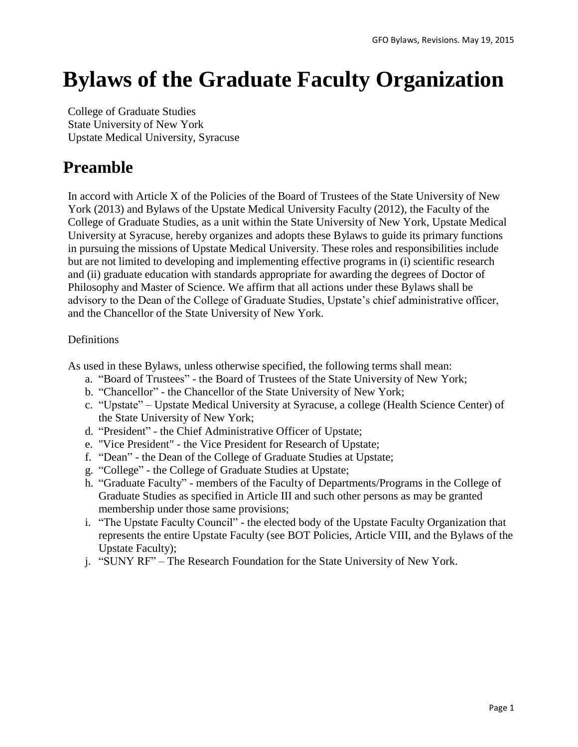# Bylaws of the Graduate Faculty Organization

College of Graduate Studies
State University of New York
Upstate Medical University, Syracuse

## Preamble

In accord with Article X of the Policies of the Board of Trustees of the State University of New York (2013) and Bylaws of the Upstate Medical University Faculty (2012), the Faculty of the College of Graduate Studies, as a unit within the State University of New York, Upstate Medical University at Syracuse, hereby organizes and adopts these Bylaws to guide its primary functions in pursuing the missions of Upstate Medical University. These roles and responsibilities include but are not limited to developing and implementing effective programs in (i) scientific research and (ii) graduate education with standards appropriate for awarding the degrees of Doctor of Philosophy and Master of Science. We affirm that all actions under these Bylaws shall be advisory to the Dean of the College of Graduate Studies, Upstate's chief administrative officer, and the Chancellor of the State University of New York.

Definitions

As used in these Bylaws, unless otherwise specified, the following terms shall mean:

a. "Board of Trustees" - the Board of Trustees of the State University of New York;
b. "Chancellor" - the Chancellor of the State University of New York;
c. "Upstate" – Upstate Medical University at Syracuse, a college (Health Science Center) of the State University of New York;
d. "President" - the Chief Administrative Officer of Upstate;
e. "Vice President" - the Vice President for Research of Upstate;
f. "Dean" - the Dean of the College of Graduate Studies at Upstate;
g. "College" - the College of Graduate Studies at Upstate;
h. "Graduate Faculty" - members of the Faculty of Departments/Programs in the College of Graduate Studies as specified in Article III and such other persons as may be granted membership under those same provisions;
i. "The Upstate Faculty Council" - the elected body of the Upstate Faculty Organization that represents the entire Upstate Faculty (see BOT Policies, Article VIII, and the Bylaws of the Upstate Faculty);
j. "SUNY RF" – The Research Foundation for the State University of New York.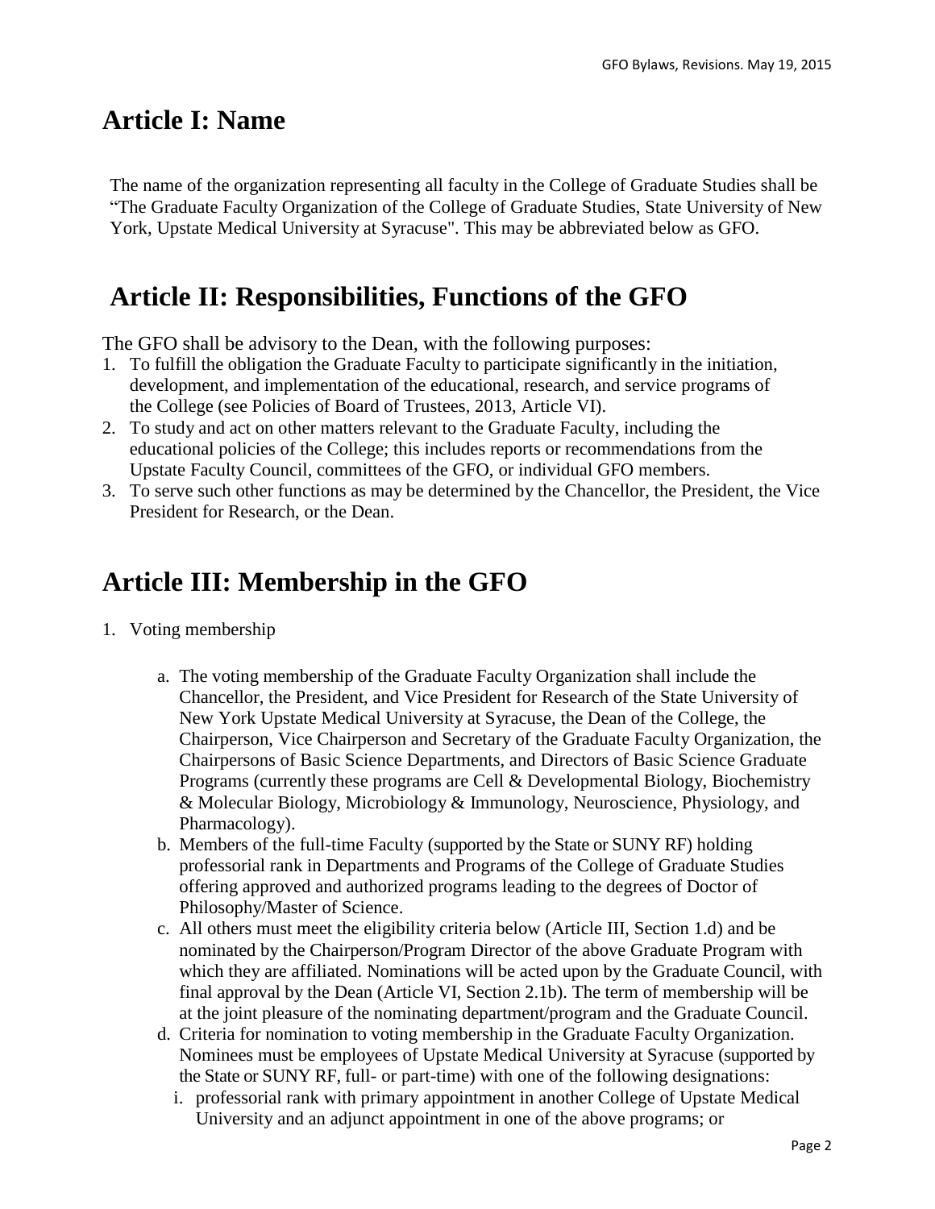# Article I: Name

The name of the organization representing all faculty in the College of Graduate Studies shall be "The Graduate Faculty Organization of the College of Graduate Studies, State University of New York, Upstate Medical University at Syracuse". This may be abbreviated below as GFO.

# Article II: Responsibilities, Functions of the GFO

The GFO shall be advisory to the Dean, with the following purposes:

1. To fulfill the obligation the Graduate Faculty to participate significantly in the initiation, development, and implementation of the educational, research, and service programs of the College (see Policies of Board of Trustees, 2013, Article VI).
2. To study and act on other matters relevant to the Graduate Faculty, including the educational policies of the College; this includes reports or recommendations from the Upstate Faculty Council, committees of the GFO, or individual GFO members.
3. To serve such other functions as may be determined by the Chancellor, the President, the Vice President for Research, or the Dean.

# Article III: Membership in the GFO

1. Voting membership
    a. The voting membership of the Graduate Faculty Organization shall include the Chancellor, the President, and Vice President for Research of the State University of New York Upstate Medical University at Syracuse, the Dean of the College, the Chairperson, Vice Chairperson and Secretary of the Graduate Faculty Organization, the Chairpersons of Basic Science Departments, and Directors of Basic Science Graduate Programs (currently these programs are Cell & Developmental Biology, Biochemistry & Molecular Biology, Microbiology & Immunology, Neuroscience, Physiology, and Pharmacology).
    b. Members of the full-time Faculty (supported by the State or SUNY RF) holding professorial rank in Departments and Programs of the College of Graduate Studies offering approved and authorized programs leading to the degrees of Doctor of Philosophy/Master of Science.
    c. All others must meet the eligibility criteria below (Article III, Section 1.d) and be nominated by the Chairperson/Program Director of the above Graduate Program with which they are affiliated. Nominations will be acted upon by the Graduate Council, with final approval by the Dean (Article VI, Section 2.1b). The term of membership will be at the joint pleasure of the nominating department/program and the Graduate Council.
    d. Criteria for nomination to voting membership in the Graduate Faculty Organization. Nominees must be employees of Upstate Medical University at Syracuse (supported by the State or SUNY RF, full- or part-time) with one of the following designations:
        i. professorial rank with primary appointment in another College of Upstate Medical University and an adjunct appointment in one of the above programs; or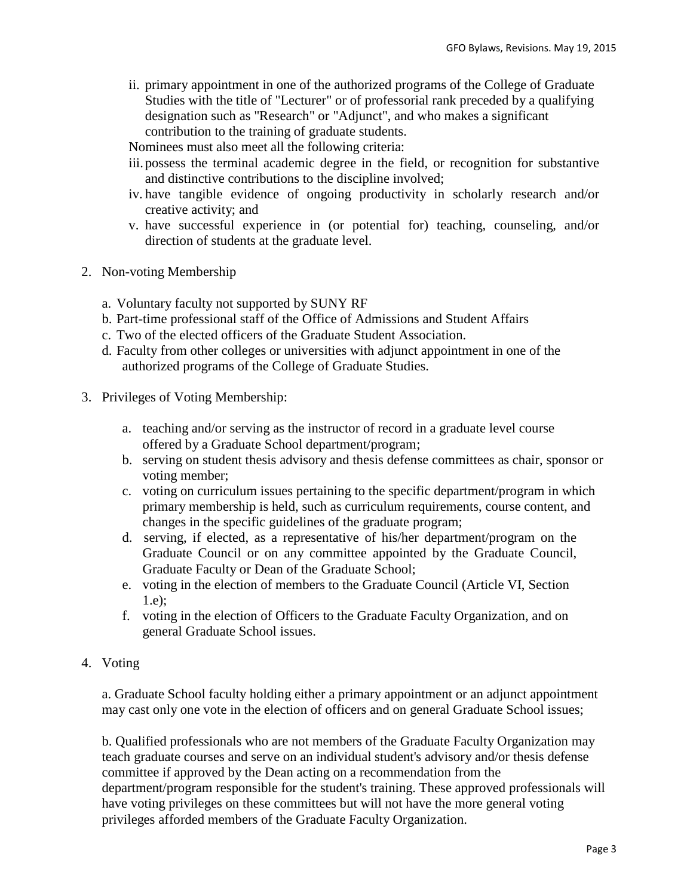ii. primary appointment in one of the authorized programs of the College of Graduate Studies with the title of "Lecturer" or of professorial rank preceded by a qualifying designation such as "Research" or "Adjunct", and who makes a significant contribution to the training of graduate students.

Nominees must also meet all the following criteria:

iii. possess the terminal academic degree in the field, or recognition for substantive and distinctive contributions to the discipline involved;

iv. have tangible evidence of ongoing productivity in scholarly research and/or creative activity; and

v. have successful experience in (or potential for) teaching, counseling, and/or direction of students at the graduate level.

2. Non-voting Membership

   a. Voluntary faculty not supported by SUNY RF
   b. Part-time professional staff of the Office of Admissions and Student Affairs
   c. Two of the elected officers of the Graduate Student Association.
   d. Faculty from other colleges or universities with adjunct appointment in one of the authorized programs of the College of Graduate Studies.

3. Privileges of Voting Membership:

   a. teaching and/or serving as the instructor of record in a graduate level course offered by a Graduate School department/program;
   b. serving on student thesis advisory and thesis defense committees as chair, sponsor or voting member;
   c. voting on curriculum issues pertaining to the specific department/program in which primary membership is held, such as curriculum requirements, course content, and changes in the specific guidelines of the graduate program;
   d. serving, if elected, as a representative of his/her department/program on the Graduate Council or on any committee appointed by the Graduate Council, Graduate Faculty or Dean of the Graduate School;
   e. voting in the election of members to the Graduate Council (Article VI, Section 1.e);
   f. voting in the election of Officers to the Graduate Faculty Organization, and on general Graduate School issues.

4. Voting

   a. Graduate School faculty holding either a primary appointment or an adjunct appointment may cast only one vote in the election of officers and on general Graduate School issues;

   b. Qualified professionals who are not members of the Graduate Faculty Organization may teach graduate courses and serve on an individual student's advisory and/or thesis defense committee if approved by the Dean acting on a recommendation from the department/program responsible for the student's training. These approved professionals will have voting privileges on these committees but will not have the more general voting privileges afforded members of the Graduate Faculty Organization.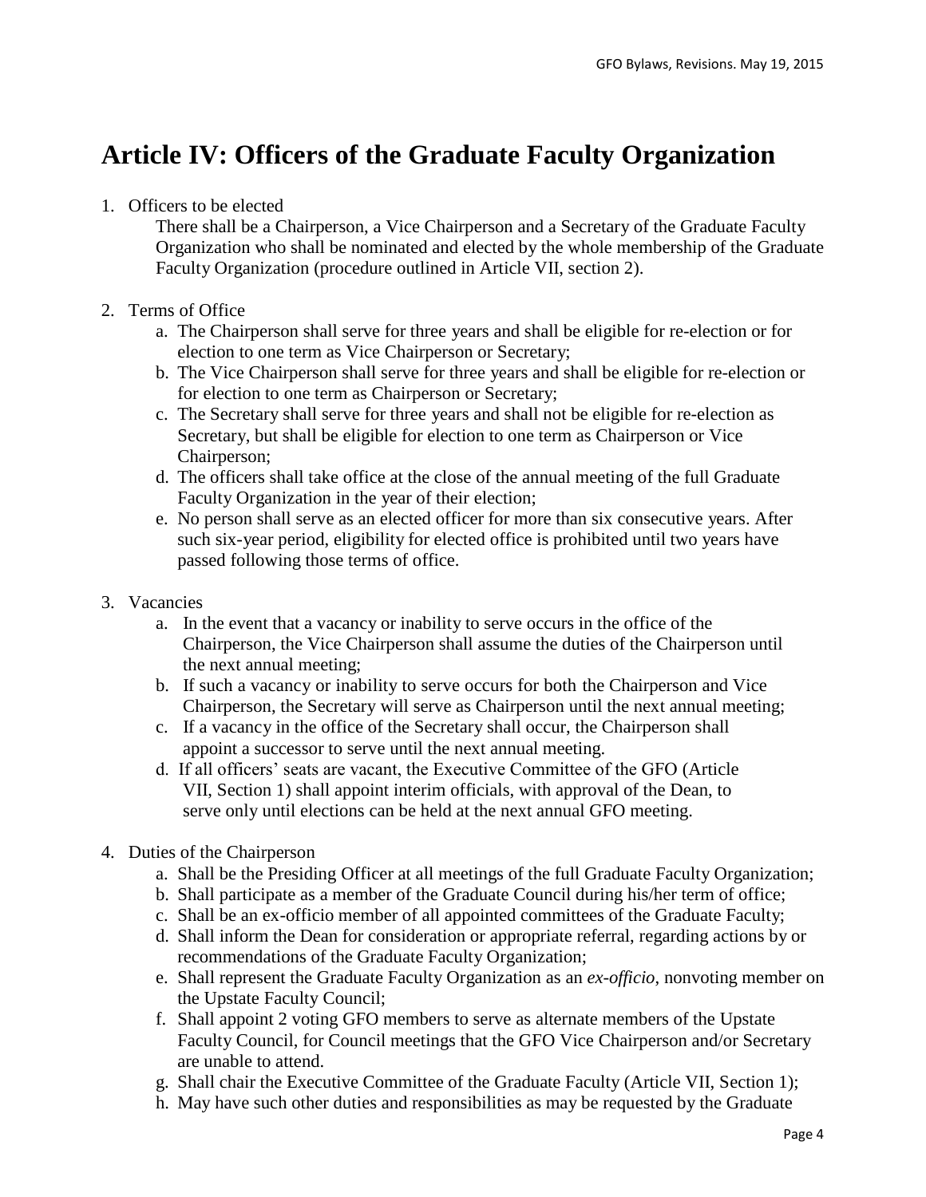# Article IV: Officers of the Graduate Faculty Organization

1. Officers to be elected

   There shall be a Chairperson, a Vice Chairperson and a Secretary of the Graduate Faculty Organization who shall be nominated and elected by the whole membership of the Graduate Faculty Organization (procedure outlined in Article VII, section 2).

2. Terms of Office
   a. The Chairperson shall serve for three years and shall be eligible for re-election or for election to one term as Vice Chairperson or Secretary;
   b. The Vice Chairperson shall serve for three years and shall be eligible for re-election or for election to one term as Chairperson or Secretary;
   c. The Secretary shall serve for three years and shall not be eligible for re-election as Secretary, but shall be eligible for election to one term as Chairperson or Vice Chairperson;
   d. The officers shall take office at the close of the annual meeting of the full Graduate Faculty Organization in the year of their election;
   e. No person shall serve as an elected officer for more than six consecutive years. After such six-year period, eligibility for elected office is prohibited until two years have passed following those terms of office.

3. Vacancies
   a. In the event that a vacancy or inability to serve occurs in the office of the Chairperson, the Vice Chairperson shall assume the duties of the Chairperson until the next annual meeting;
   b. If such a vacancy or inability to serve occurs for both the Chairperson and Vice Chairperson, the Secretary will serve as Chairperson until the next annual meeting;
   c. If a vacancy in the office of the Secretary shall occur, the Chairperson shall appoint a successor to serve until the next annual meeting.
   d. If all officers' seats are vacant, the Executive Committee of the GFO (Article VII, Section 1) shall appoint interim officials, with approval of the Dean, to serve only until elections can be held at the next annual GFO meeting.

4. Duties of the Chairperson
   a. Shall be the Presiding Officer at all meetings of the full Graduate Faculty Organization;
   b. Shall participate as a member of the Graduate Council during his/her term of office;
   c. Shall be an ex-officio member of all appointed committees of the Graduate Faculty;
   d. Shall inform the Dean for consideration or appropriate referral, regarding actions by or recommendations of the Graduate Faculty Organization;
   e. Shall represent the Graduate Faculty Organization as an *ex-officio*, nonvoting member on the Upstate Faculty Council;
   f. Shall appoint 2 voting GFO members to serve as alternate members of the Upstate Faculty Council, for Council meetings that the GFO Vice Chairperson and/or Secretary are unable to attend.
   g. Shall chair the Executive Committee of the Graduate Faculty (Article VII, Section 1);
   h. May have such other duties and responsibilities as may be requested by the Graduate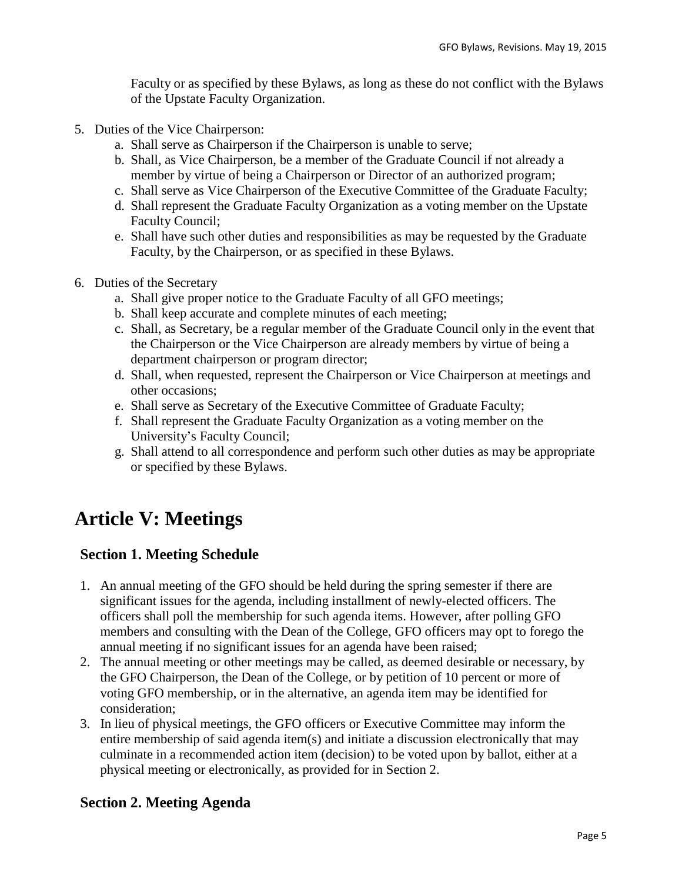Faculty or as specified by these Bylaws, as long as these do not conflict with the Bylaws of the Upstate Faculty Organization.

5. Duties of the Vice Chairperson:
   a. Shall serve as Chairperson if the Chairperson is unable to serve;
   b. Shall, as Vice Chairperson, be a member of the Graduate Council if not already a member by virtue of being a Chairperson or Director of an authorized program;
   c. Shall serve as Vice Chairperson of the Executive Committee of the Graduate Faculty;
   d. Shall represent the Graduate Faculty Organization as a voting member on the Upstate Faculty Council;
   e. Shall have such other duties and responsibilities as may be requested by the Graduate Faculty, by the Chairperson, or as specified in these Bylaws.

6. Duties of the Secretary
   a. Shall give proper notice to the Graduate Faculty of all GFO meetings;
   b. Shall keep accurate and complete minutes of each meeting;
   c. Shall, as Secretary, be a regular member of the Graduate Council only in the event that the Chairperson or the Vice Chairperson are already members by virtue of being a department chairperson or program director;
   d. Shall, when requested, represent the Chairperson or Vice Chairperson at meetings and other occasions;
   e. Shall serve as Secretary of the Executive Committee of Graduate Faculty;
   f. Shall represent the Graduate Faculty Organization as a voting member on the University's Faculty Council;
   g. Shall attend to all correspondence and perform such other duties as may be appropriate or specified by these Bylaws.

# Article V: Meetings

## Section 1. Meeting Schedule

1. An annual meeting of the GFO should be held during the spring semester if there are significant issues for the agenda, including installment of newly-elected officers. The officers shall poll the membership for such agenda items. However, after polling GFO members and consulting with the Dean of the College, GFO officers may opt to forego the annual meeting if no significant issues for an agenda have been raised;
2. The annual meeting or other meetings may be called, as deemed desirable or necessary, by the GFO Chairperson, the Dean of the College, or by petition of 10 percent or more of voting GFO membership, or in the alternative, an agenda item may be identified for consideration;
3. In lieu of physical meetings, the GFO officers or Executive Committee may inform the entire membership of said agenda item(s) and initiate a discussion electronically that may culminate in a recommended action item (decision) to be voted upon by ballot, either at a physical meeting or electronically, as provided for in Section 2.

## Section 2. Meeting Agenda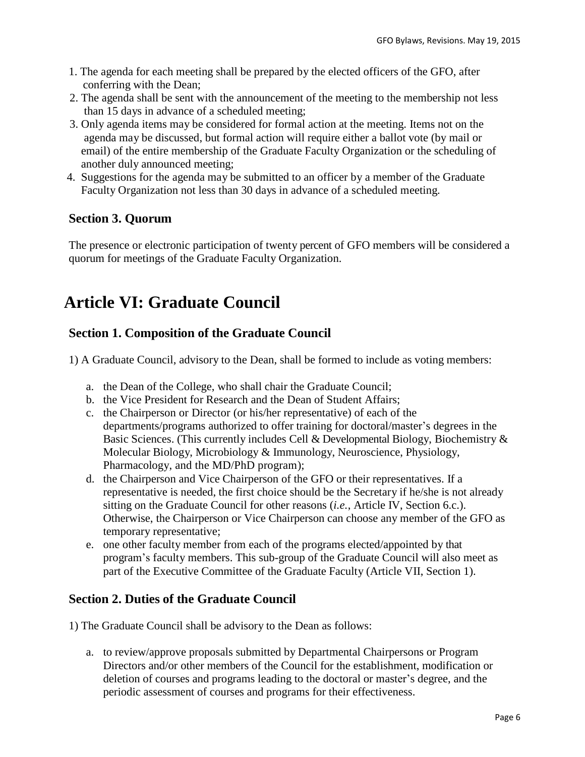1. The agenda for each meeting shall be prepared by the elected officers of the GFO, after conferring with the Dean;
2. The agenda shall be sent with the announcement of the meeting to the membership not less than 15 days in advance of a scheduled meeting;
3. Only agenda items may be considered for formal action at the meeting. Items not on the agenda may be discussed, but formal action will require either a ballot vote (by mail or email) of the entire membership of the Graduate Faculty Organization or the scheduling of another duly announced meeting;
4. Suggestions for the agenda may be submitted to an officer by a member of the Graduate Faculty Organization not less than 30 days in advance of a scheduled meeting.

### Section 3. Quorum

The presence or electronic participation of twenty percent of GFO members will be considered a quorum for meetings of the Graduate Faculty Organization.

## Article VI: Graduate Council

### Section 1. Composition of the Graduate Council

1) A Graduate Council, advisory to the Dean, shall be formed to include as voting members:

   a. the Dean of the College, who shall chair the Graduate Council;
   b. the Vice President for Research and the Dean of Student Affairs;
   c. the Chairperson or Director (or his/her representative) of each of the departments/programs authorized to offer training for doctoral/master's degrees in the Basic Sciences. (This currently includes Cell & Developmental Biology, Biochemistry & Molecular Biology, Microbiology & Immunology, Neuroscience, Physiology, Pharmacology, and the MD/PhD program);
   d. the Chairperson and Vice Chairperson of the GFO or their representatives. If a representative is needed, the first choice should be the Secretary if he/she is not already sitting on the Graduate Council for other reasons (*i.e.*, Article IV, Section 6.c.). Otherwise, the Chairperson or Vice Chairperson can choose any member of the GFO as temporary representative;
   e. one other faculty member from each of the programs elected/appointed by that program's faculty members. This sub-group of the Graduate Council will also meet as part of the Executive Committee of the Graduate Faculty (Article VII, Section 1).

### Section 2. Duties of the Graduate Council

1) The Graduate Council shall be advisory to the Dean as follows:

   a. to review/approve proposals submitted by Departmental Chairpersons or Program Directors and/or other members of the Council for the establishment, modification or deletion of courses and programs leading to the doctoral or master's degree, and the periodic assessment of courses and programs for their effectiveness.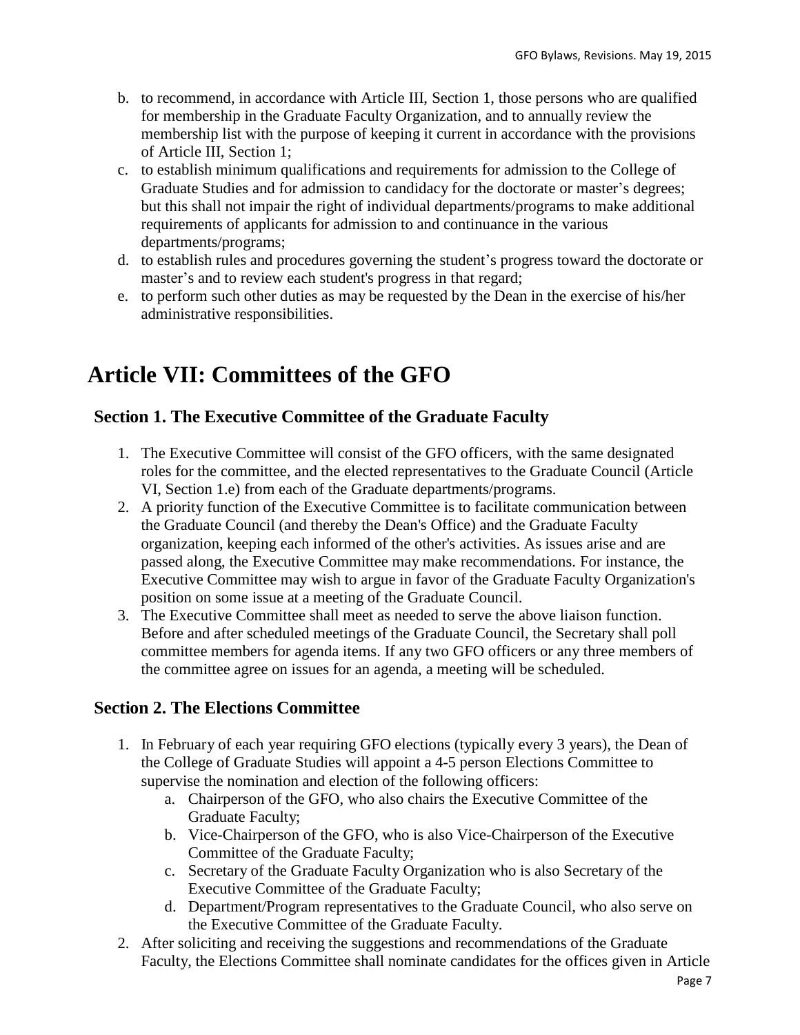b. to recommend, in accordance with Article III, Section 1, those persons who are qualified for membership in the Graduate Faculty Organization, and to annually review the membership list with the purpose of keeping it current in accordance with the provisions of Article III, Section 1;
c. to establish minimum qualifications and requirements for admission to the College of Graduate Studies and for admission to candidacy for the doctorate or master's degrees; but this shall not impair the right of individual departments/programs to make additional requirements of applicants for admission to and continuance in the various departments/programs;
d. to establish rules and procedures governing the student's progress toward the doctorate or master's and to review each student's progress in that regard;
e. to perform such other duties as may be requested by the Dean in the exercise of his/her administrative responsibilities.

# Article VII: Committees of the GFO

## Section 1. The Executive Committee of the Graduate Faculty

1. The Executive Committee will consist of the GFO officers, with the same designated roles for the committee, and the elected representatives to the Graduate Council (Article VI, Section 1.e) from each of the Graduate departments/programs.
2. A priority function of the Executive Committee is to facilitate communication between the Graduate Council (and thereby the Dean's Office) and the Graduate Faculty organization, keeping each informed of the other's activities. As issues arise and are passed along, the Executive Committee may make recommendations. For instance, the Executive Committee may wish to argue in favor of the Graduate Faculty Organization's position on some issue at a meeting of the Graduate Council.
3. The Executive Committee shall meet as needed to serve the above liaison function. Before and after scheduled meetings of the Graduate Council, the Secretary shall poll committee members for agenda items. If any two GFO officers or any three members of the committee agree on issues for an agenda, a meeting will be scheduled.

## Section 2. The Elections Committee

1. In February of each year requiring GFO elections (typically every 3 years), the Dean of the College of Graduate Studies will appoint a 4-5 person Elections Committee to supervise the nomination and election of the following officers:
   a. Chairperson of the GFO, who also chairs the Executive Committee of the Graduate Faculty;
   b. Vice-Chairperson of the GFO, who is also Vice-Chairperson of the Executive Committee of the Graduate Faculty;
   c. Secretary of the Graduate Faculty Organization who is also Secretary of the Executive Committee of the Graduate Faculty;
   d. Department/Program representatives to the Graduate Council, who also serve on the Executive Committee of the Graduate Faculty.
2. After soliciting and receiving the suggestions and recommendations of the Graduate Faculty, the Elections Committee shall nominate candidates for the offices given in Article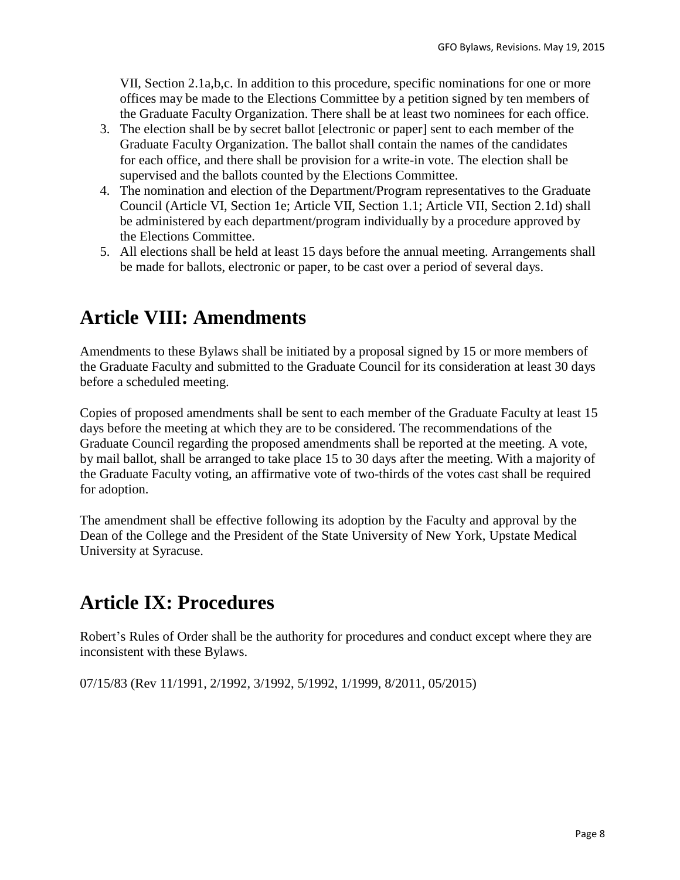VII, Section 2.1a,b,c. In addition to this procedure, specific nominations for one or more offices may be made to the Elections Committee by a petition signed by ten members of the Graduate Faculty Organization. There shall be at least two nominees for each office.

3. The election shall be by secret ballot [electronic or paper] sent to each member of the Graduate Faculty Organization. The ballot shall contain the names of the candidates for each office, and there shall be provision for a write-in vote. The election shall be supervised and the ballots counted by the Elections Committee.
4. The nomination and election of the Department/Program representatives to the Graduate Council (Article VI, Section 1e; Article VII, Section 1.1; Article VII, Section 2.1d) shall be administered by each department/program individually by a procedure approved by the Elections Committee.
5. All elections shall be held at least 15 days before the annual meeting. Arrangements shall be made for ballots, electronic or paper, to be cast over a period of several days.

# Article VIII: Amendments

Amendments to these Bylaws shall be initiated by a proposal signed by 15 or more members of the Graduate Faculty and submitted to the Graduate Council for its consideration at least 30 days before a scheduled meeting.

Copies of proposed amendments shall be sent to each member of the Graduate Faculty at least 15 days before the meeting at which they are to be considered. The recommendations of the Graduate Council regarding the proposed amendments shall be reported at the meeting. A vote, by mail ballot, shall be arranged to take place 15 to 30 days after the meeting. With a majority of the Graduate Faculty voting, an affirmative vote of two-thirds of the votes cast shall be required for adoption.

The amendment shall be effective following its adoption by the Faculty and approval by the Dean of the College and the President of the State University of New York, Upstate Medical University at Syracuse.

# Article IX: Procedures

Robert's Rules of Order shall be the authority for procedures and conduct except where they are inconsistent with these Bylaws.

07/15/83 (Rev 11/1991, 2/1992, 3/1992, 5/1992, 1/1999, 8/2011, 05/2015)